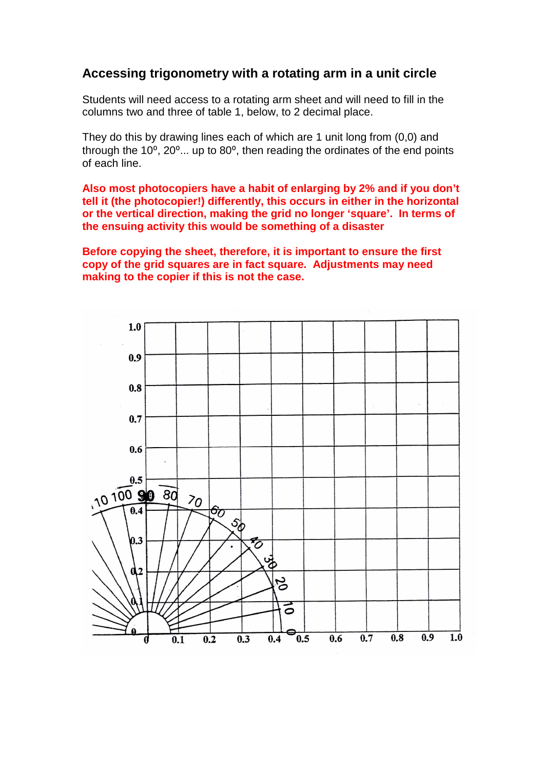## Accessing trigonometry with a rotating arm in a unit circle

Students will need access to a rotating arm sheet and will need to fill in the columns two and three of table 1, below, to 2 decimal place.

They do this by drawing lines each of which are 1 unit long from (0,0) and through the 10º, 20º... up to 80º, then reading the ordinates of the end points of each line.

**Also most photocopiers have a habit of enlarging by 2% and if you don't tell it (the photocopier!) differently, this occurs in either in the horizontal or the vertical direction, making the grid no longer 'square'. In terms of the ensuing activity this would be something of a disaster**

**Before copying the sheet, therefore, it is important to ensure the first copy of the grid squares are in fact square. Adjustments may need making to the copier if this is not the case.**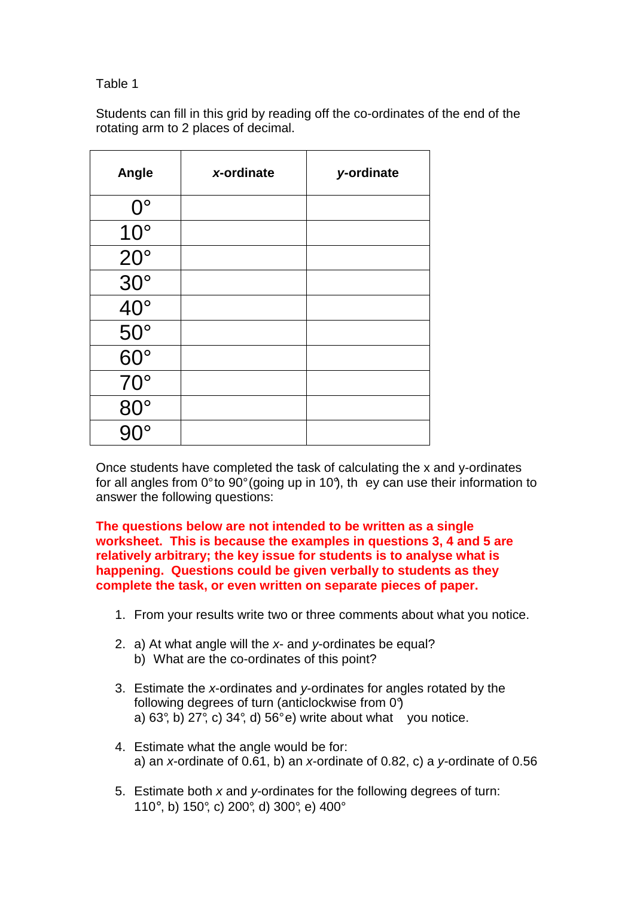Table 1

Students can fill in this grid by reading off the co-ordinates of the end of the rotating arm to 2 places of decimal.

| **Angle** | ***x*-ordinate** | ***y*-ordinate** |
|---|---|---|
| 0° | | |
| 10° | | |
| 20° | | |
| 30° | | |
| 40° | | |
| 50° | | |
| 60° | | |
| 70° | | |
| 80° | | |
| 90° | | |

Once students have completed the task of calculating the x and y-ordinates for all angles from 0° to 90° (going up in 10°), they can use their information to answer the following questions:

**The questions below are not intended to be written as a single worksheet. This is because the examples in questions 3, 4 and 5 are relatively arbitrary; the key issue for students is to analyse what is happening. Questions could be given verbally to students as they complete the task, or even written on separate pieces of paper.**

1. From your results write two or three comments about what you notice.

2. a) At what angle will the *x*- and *y*-ordinates be equal?
   b) What are the co-ordinates of this point?

3. Estimate the *x*-ordinates and *y*-ordinates for angles rotated by the following degrees of turn (anticlockwise from 0°)
   a) 63°, b) 27°, c) 34°, d) 56° e) write about what you notice.

4. Estimate what the angle would be for:
   a) an *x*-ordinate of 0.61, b) an *x*-ordinate of 0.82, c) a *y*-ordinate of 0.56

5. Estimate both *x* and *y*-ordinates for the following degrees of turn:
   110°, b) 150°, c) 200°, d) 300°, e) 400°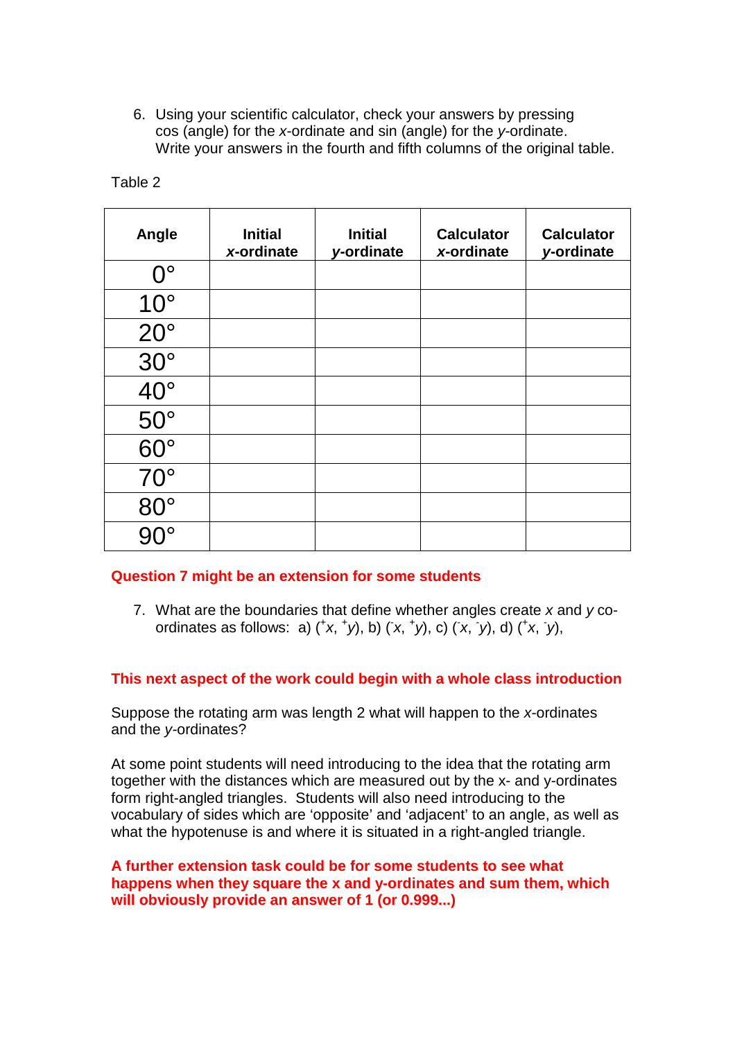6. Using your scientific calculator, check your answers by pressing cos (angle) for the *x*-ordinate and sin (angle) for the *y*-ordinate. Write your answers in the fourth and fifth columns of the original table.

Table 2

| Angle | Initial *x*-ordinate | Initial *y*-ordinate | Calculator *x*-ordinate | Calculator *y*-ordinate |
|---|---|---|---|---|
| 0° | | | | |
| 10° | | | | |
| 20° | | | | |
| 30° | | | | |
| 40° | | | | |
| 50° | | | | |
| 60° | | | | |
| 70° | | | | |
| 80° | | | | |
| 90° | | | | |

**Question 7 might be an extension for some students**

7. What are the boundaries that define whether angles create *x* and *y* co-ordinates as follows: a) $(^{+}x, ^{+}y)$, b) $(^{-}x, ^{+}y)$, c) $(^{-}x, ^{-}y)$, d) $(^{+}x, ^{-}y)$,

**This next aspect of the work could begin with a whole class introduction**

Suppose the rotating arm was length 2 what will happen to the *x*-ordinates and the *y*-ordinates?

At some point students will need introducing to the idea that the rotating arm together with the distances which are measured out by the x- and y-ordinates form right-angled triangles. Students will also need introducing to the vocabulary of sides which are 'opposite' and 'adjacent' to an angle, as well as what the hypotenuse is and where it is situated in a right-angled triangle.

**A further extension task could be for some students to see what happens when they square the x and y-ordinates and sum them, which will obviously provide an answer of 1 (or 0.999...)**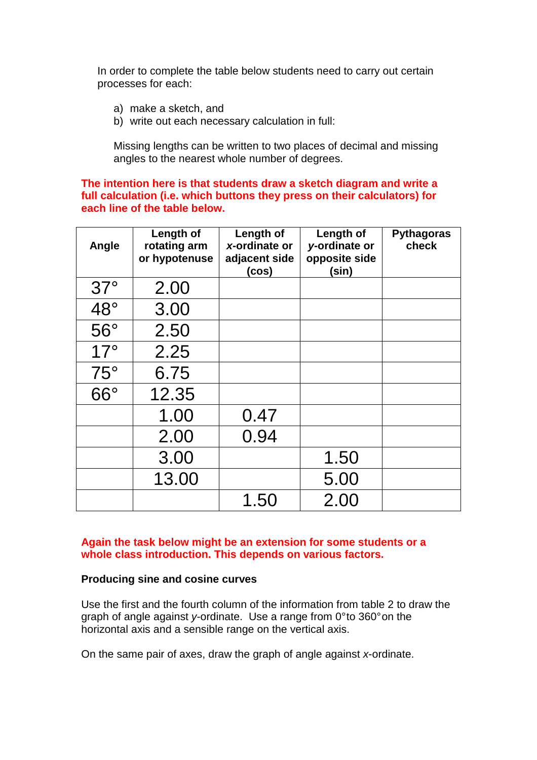In order to complete the table below students need to carry out certain processes for each:

a) make a sketch, and
b) write out each necessary calculation in full:

Missing lengths can be written to two places of decimal and missing angles to the nearest whole number of degrees.

**The intention here is that students draw a sketch diagram and write a full calculation (i.e. which buttons they press on their calculators) for each line of the table below.**

| Angle | Length of rotating arm or hypotenuse | Length of *x*-ordinate or adjacent side (cos) | Length of *y*-ordinate or opposite side (sin) | Pythagoras check |
|---|---|---|---|---|
| 37° | 2.00 | | | |
| 48° | 3.00 | | | |
| 56° | 2.50 | | | |
| 17° | 2.25 | | | |
| 75° | 6.75 | | | |
| 66° | 12.35 | | | |
| | 1.00 | 0.47 | | |
| | 2.00 | 0.94 | | |
| | 3.00 | | 1.50 | |
| | 13.00 | | 5.00 | |
| | | 1.50 | 2.00 | |

**Again the task below might be an extension for some students or a whole class introduction. This depends on various factors.**

**Producing sine and cosine curves**

Use the first and the fourth column of the information from table 2 to draw the graph of angle against *y*-ordinate. Use a range from 0° to 360° on the horizontal axis and a sensible range on the vertical axis.

On the same pair of axes, draw the graph of angle against *x*-ordinate.